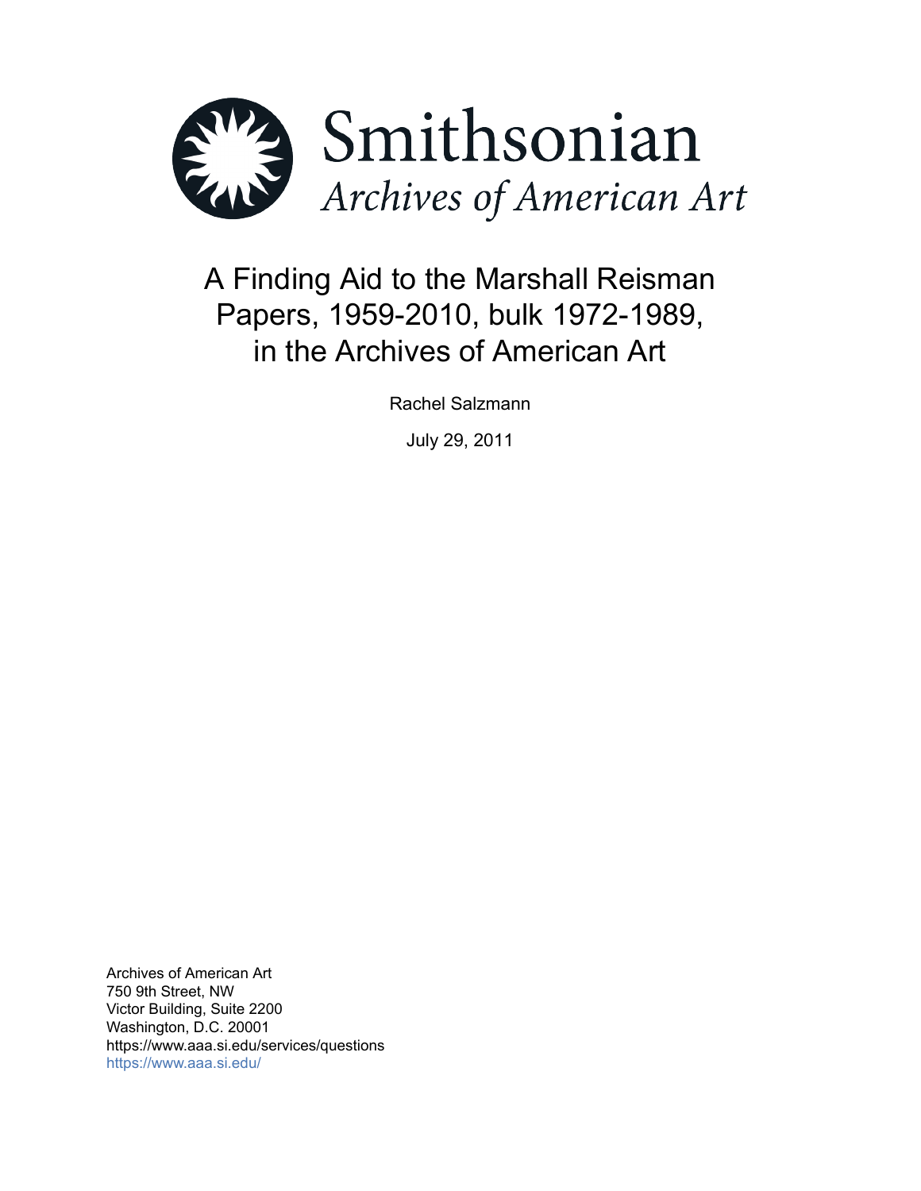Smithsonian

*Archives of American Art*

# A Finding Aid to the Marshall Reisman Papers, 1959-2010, bulk 1972-1989, in the Archives of American Art

Rachel Salzmann

July 29, 2011

Archives of American Art
750 9th Street, NW
Victor Building, Suite 2200
Washington, D.C. 20001
https://www.aaa.si.edu/services/questions
https://www.aaa.si.edu/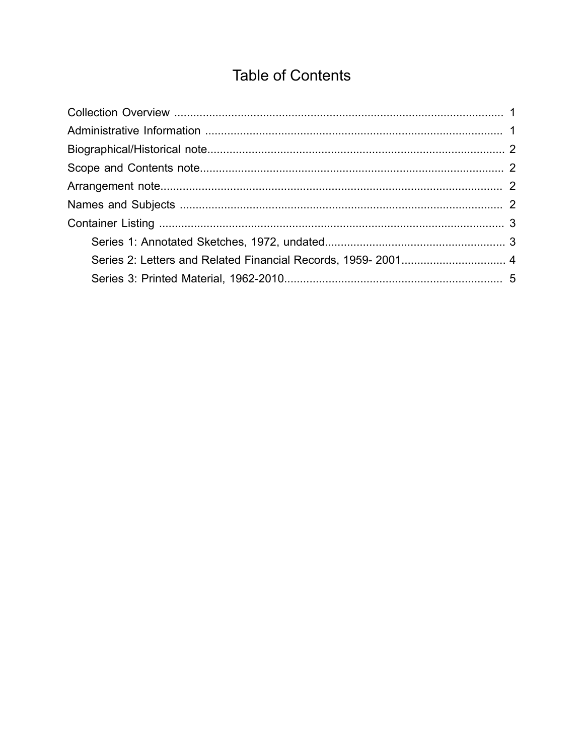# Table of Contents

- Collection Overview ........................................................................................................ 1
- Administrative Information .............................................................................................. 1
- Biographical/Historical note.............................................................................................. 2
- Scope and Contents note................................................................................................ 2
- Arrangement note............................................................................................................ 2
- Names and Subjects ...................................................................................................... 2
- Container Listing ............................................................................................................. 3
    - Series 1: Annotated Sketches, 1972, undated......................................................... 3
    - Series 2: Letters and Related Financial Records, 1959- 2001................................. 4
    - Series 3: Printed Material, 1962-2010..................................................................... 5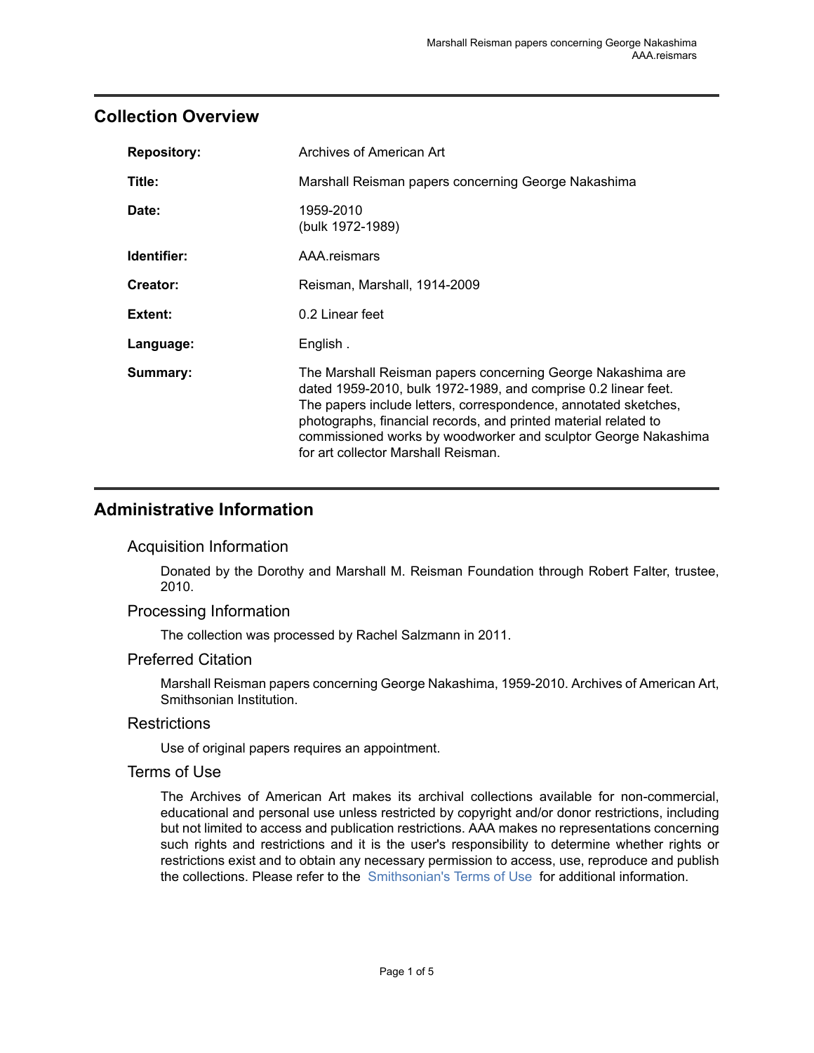## Collection Overview

| | |
|---|---|
| **Repository:** | Archives of American Art |
| **Title:** | Marshall Reisman papers concerning George Nakashima |
| **Date:** | 1959-2010 (bulk 1972-1989) |
| **Identifier:** | AAA.reismars |
| **Creator:** | Reisman, Marshall, 1914-2009 |
| **Extent:** | 0.2 Linear feet |
| **Language:** | English . |
| **Summary:** | The Marshall Reisman papers concerning George Nakashima are dated 1959-2010, bulk 1972-1989, and comprise 0.2 linear feet. The papers include letters, correspondence, annotated sketches, photographs, financial records, and printed material related to commissioned works by woodworker and sculptor George Nakashima for art collector Marshall Reisman. |

## Administrative Information

### Acquisition Information

Donated by the Dorothy and Marshall M. Reisman Foundation through Robert Falter, trustee, 2010.

### Processing Information

The collection was processed by Rachel Salzmann in 2011.

### Preferred Citation

Marshall Reisman papers concerning George Nakashima, 1959-2010. Archives of American Art, Smithsonian Institution.

### Restrictions

Use of original papers requires an appointment.

### Terms of Use

The Archives of American Art makes its archival collections available for non-commercial, educational and personal use unless restricted by copyright and/or donor restrictions, including but not limited to access and publication restrictions. AAA makes no representations concerning such rights and restrictions and it is the user's responsibility to determine whether rights or restrictions exist and to obtain any necessary permission to access, use, reproduce and publish the collections. Please refer to the Smithsonian's Terms of Use for additional information.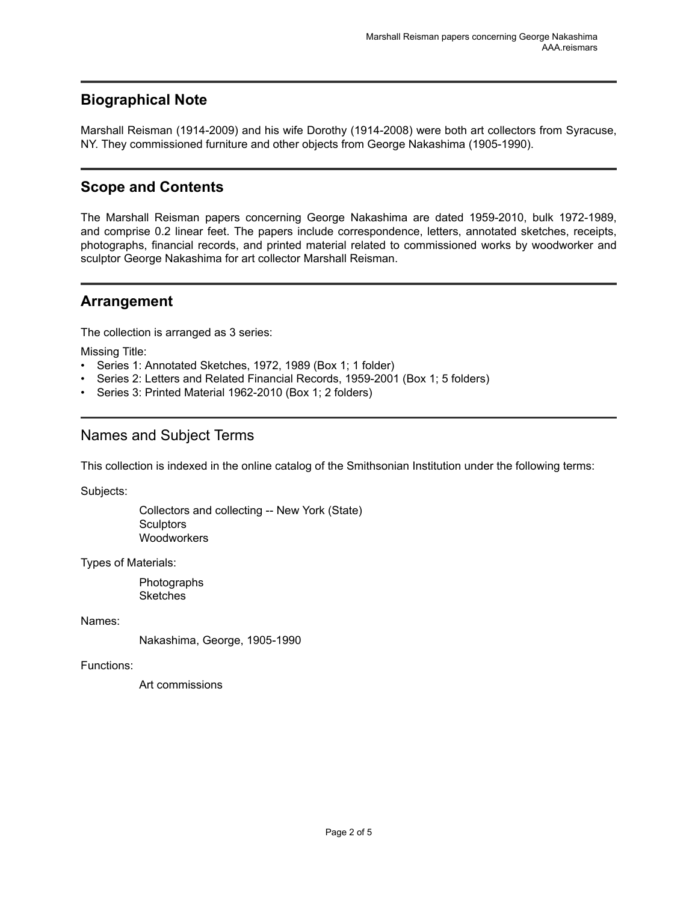## Biographical Note

Marshall Reisman (1914-2009) and his wife Dorothy (1914-2008) were both art collectors from Syracuse, NY. They commissioned furniture and other objects from George Nakashima (1905-1990).

## Scope and Contents

The Marshall Reisman papers concerning George Nakashima are dated 1959-2010, bulk 1972-1989, and comprise 0.2 linear feet. The papers include correspondence, letters, annotated sketches, receipts, photographs, financial records, and printed material related to commissioned works by woodworker and sculptor George Nakashima for art collector Marshall Reisman.

## Arrangement

The collection is arranged as 3 series:

Missing Title:

- Series 1: Annotated Sketches, 1972, 1989 (Box 1; 1 folder)
- Series 2: Letters and Related Financial Records, 1959-2001 (Box 1; 5 folders)
- Series 3: Printed Material 1962-2010 (Box 1; 2 folders)

## Names and Subject Terms

This collection is indexed in the online catalog of the Smithsonian Institution under the following terms:

Subjects:

Collectors and collecting -- New York (State)
Sculptors
Woodworkers

Types of Materials:

Photographs
Sketches

Names:

Nakashima, George, 1905-1990

Functions:

Art commissions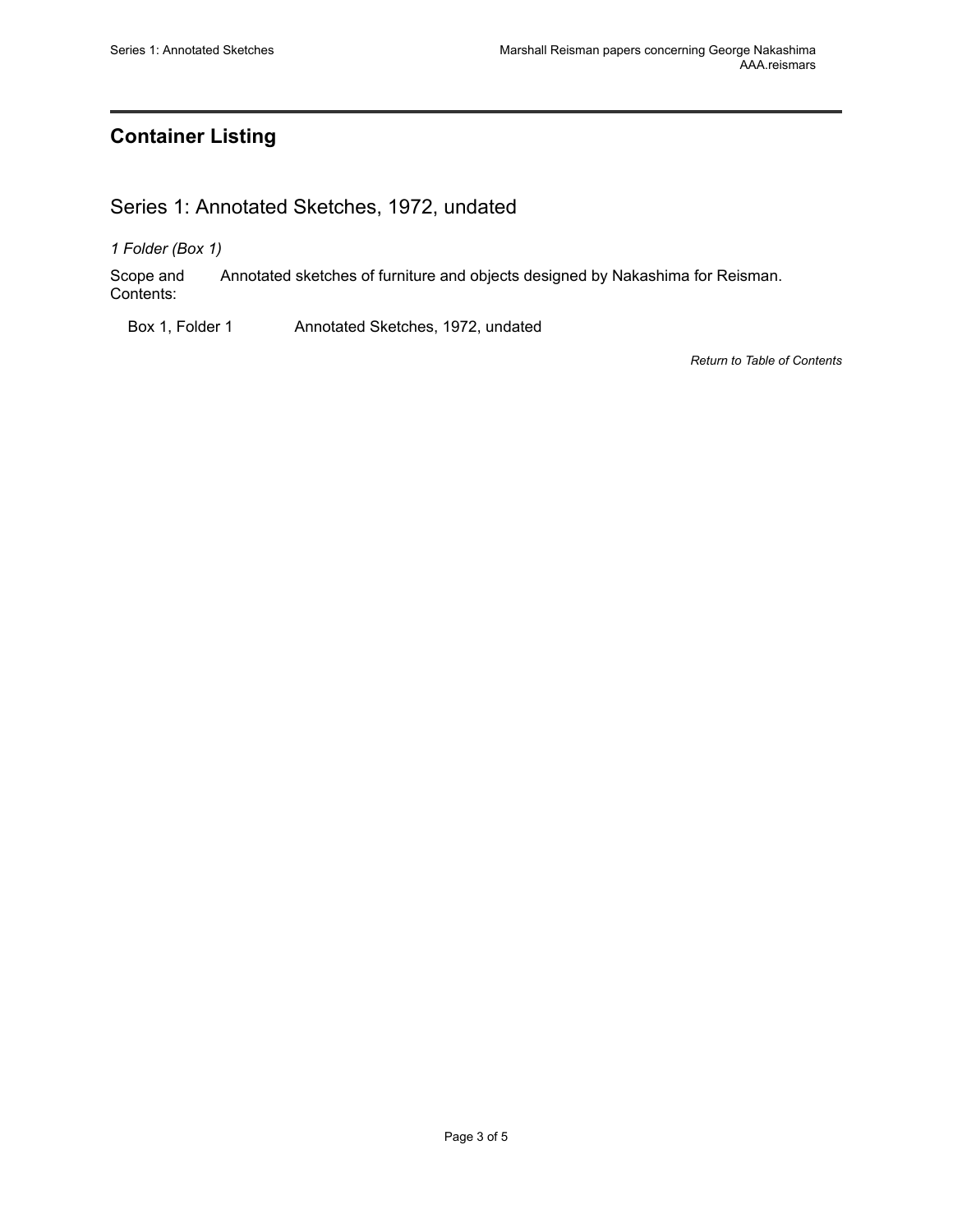## Container Listing

### Series 1: Annotated Sketches, 1972, undated

*1 Folder (Box 1)*

Scope and Contents: Annotated sketches of furniture and objects designed by Nakashima for Reisman.

| | |
|---|---|
| Box 1, Folder 1 | Annotated Sketches, 1972, undated |

*Return to Table of Contents*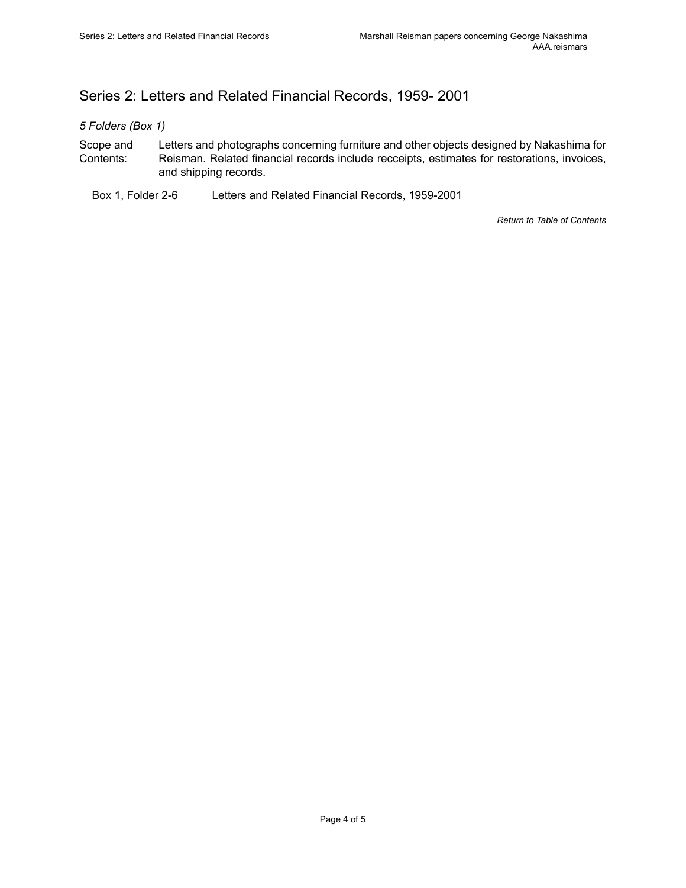## Series 2: Letters and Related Financial Records, 1959- 2001

*5 Folders (Box 1)*

Scope and Contents: Letters and photographs concerning furniture and other objects designed by Nakashima for Reisman. Related financial records include recceipts, estimates for restorations, invoices, and shipping records.

| | |
|---|---|
| Box 1, Folder 2-6 | Letters and Related Financial Records, 1959-2001 |

*Return to Table of Contents*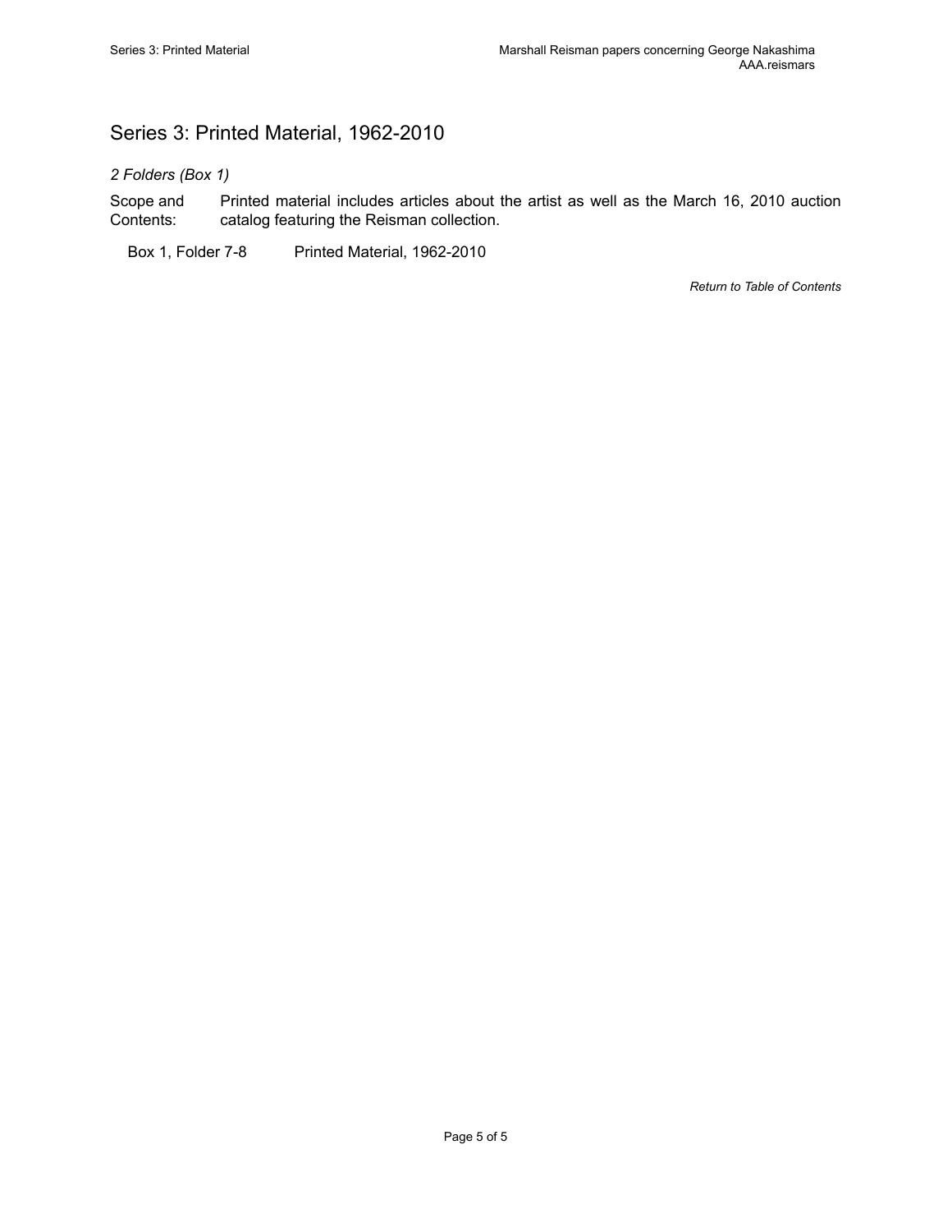## Series 3: Printed Material, 1962-2010

*2 Folders (Box 1)*

| | |
|---|---|
| Scope and Contents: | Printed material includes articles about the artist as well as the March 16, 2010 auction catalog featuring the Reisman collection. |

| | |
|---|---|
| Box 1, Folder 7-8 | Printed Material, 1962-2010 |

*Return to Table of Contents*